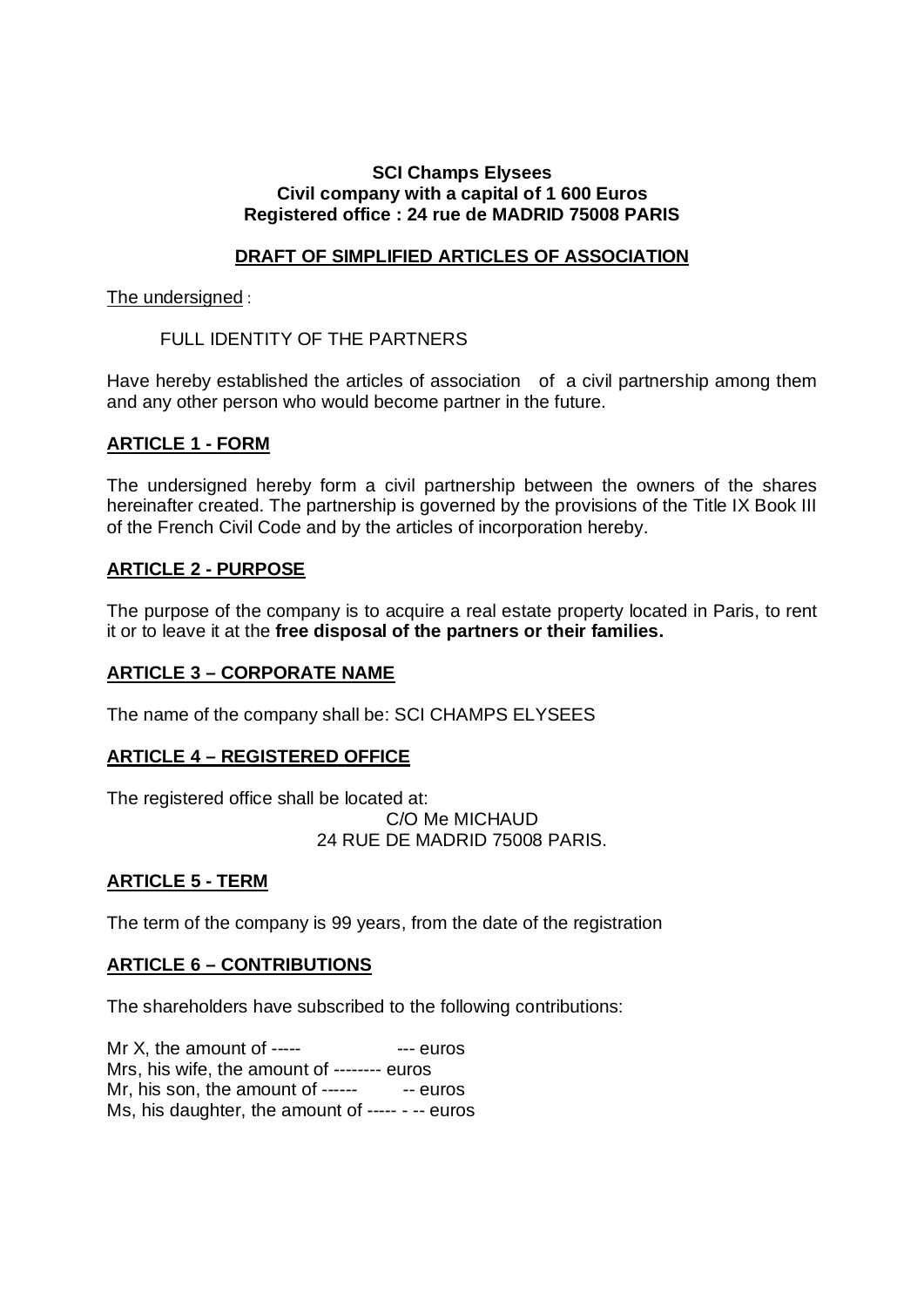**SCI Champs Elysees**
**Civil company with a capital of 1 600 Euros**
**Registered office : 24 rue de MADRID 75008 PARIS**

## DRAFT OF SIMPLIFIED ARTICLES OF ASSOCIATION

The undersigned :

FULL IDENTITY OF THE PARTNERS

Have hereby established the articles of association of a civil partnership among them and any other person who would become partner in the future.

### ARTICLE 1 - FORM

The undersigned hereby form a civil partnership between the owners of the shares hereinafter created. The partnership is governed by the provisions of the Title IX Book III of the French Civil Code and by the articles of incorporation hereby.

### ARTICLE 2 - PURPOSE

The purpose of the company is to acquire a real estate property located in Paris, to rent it or to leave it at the **free disposal of the partners or their families.**

### ARTICLE 3 – CORPORATE NAME

The name of the company shall be: SCI CHAMPS ELYSEES

### ARTICLE 4 – REGISTERED OFFICE

The registered office shall be located at:

C/O Me MICHAUD
24 RUE DE MADRID 75008 PARIS.

### ARTICLE 5 - TERM

The term of the company is 99 years, from the date of the registration

### ARTICLE 6 – CONTRIBUTIONS

The shareholders have subscribed to the following contributions:

Mr X, the amount of ----- --- euros
Mrs, his wife, the amount of -------- euros
Mr, his son, the amount of ------ -- euros
Ms, his daughter, the amount of ----- - -- euros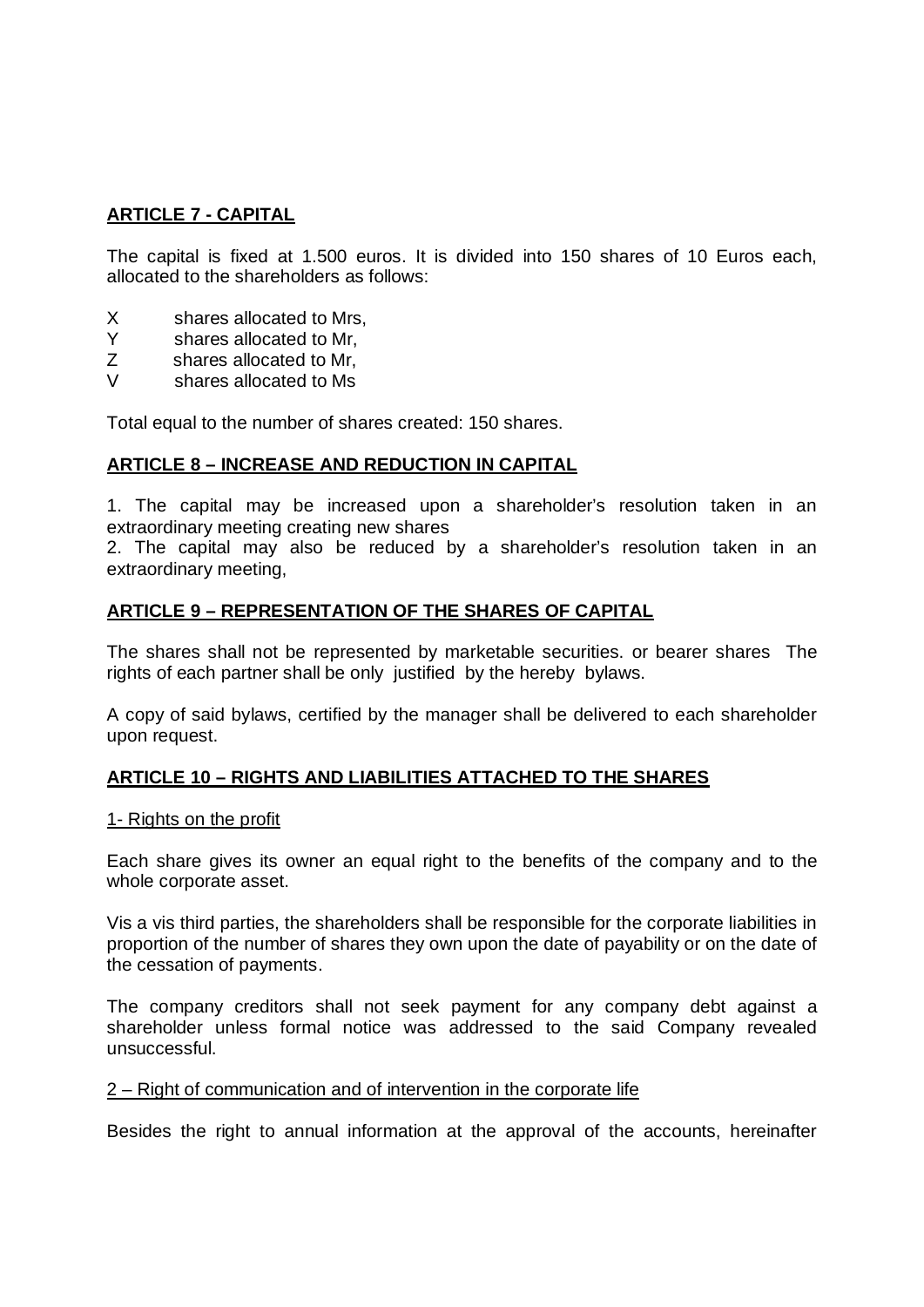**ARTICLE 7 - CAPITAL**

The capital is fixed at 1.500 euros. It is divided into 150 shares of 10 Euros each, allocated to the shareholders as follows:

X shares allocated to Mrs,
Y shares allocated to Mr,
Z shares allocated to Mr,
V shares allocated to Ms

Total equal to the number of shares created: 150 shares.

**ARTICLE 8 – INCREASE AND REDUCTION IN CAPITAL**

1. The capital may be increased upon a shareholder's resolution taken in an extraordinary meeting creating new shares
2. The capital may also be reduced by a shareholder's resolution taken in an extraordinary meeting,

**ARTICLE 9 – REPRESENTATION OF THE SHARES OF CAPITAL**

The shares shall not be represented by marketable securities. or bearer shares The rights of each partner shall be only justified by the hereby bylaws.

A copy of said bylaws, certified by the manager shall be delivered to each shareholder upon request.

**ARTICLE 10 – RIGHTS AND LIABILITIES ATTACHED TO THE SHARES**

1- Rights on the profit

Each share gives its owner an equal right to the benefits of the company and to the whole corporate asset.

Vis a vis third parties, the shareholders shall be responsible for the corporate liabilities in proportion of the number of shares they own upon the date of payability or on the date of the cessation of payments.

The company creditors shall not seek payment for any company debt against a shareholder unless formal notice was addressed to the said Company revealed unsuccessful.

2 – Right of communication and of intervention in the corporate life

Besides the right to annual information at the approval of the accounts, hereinafter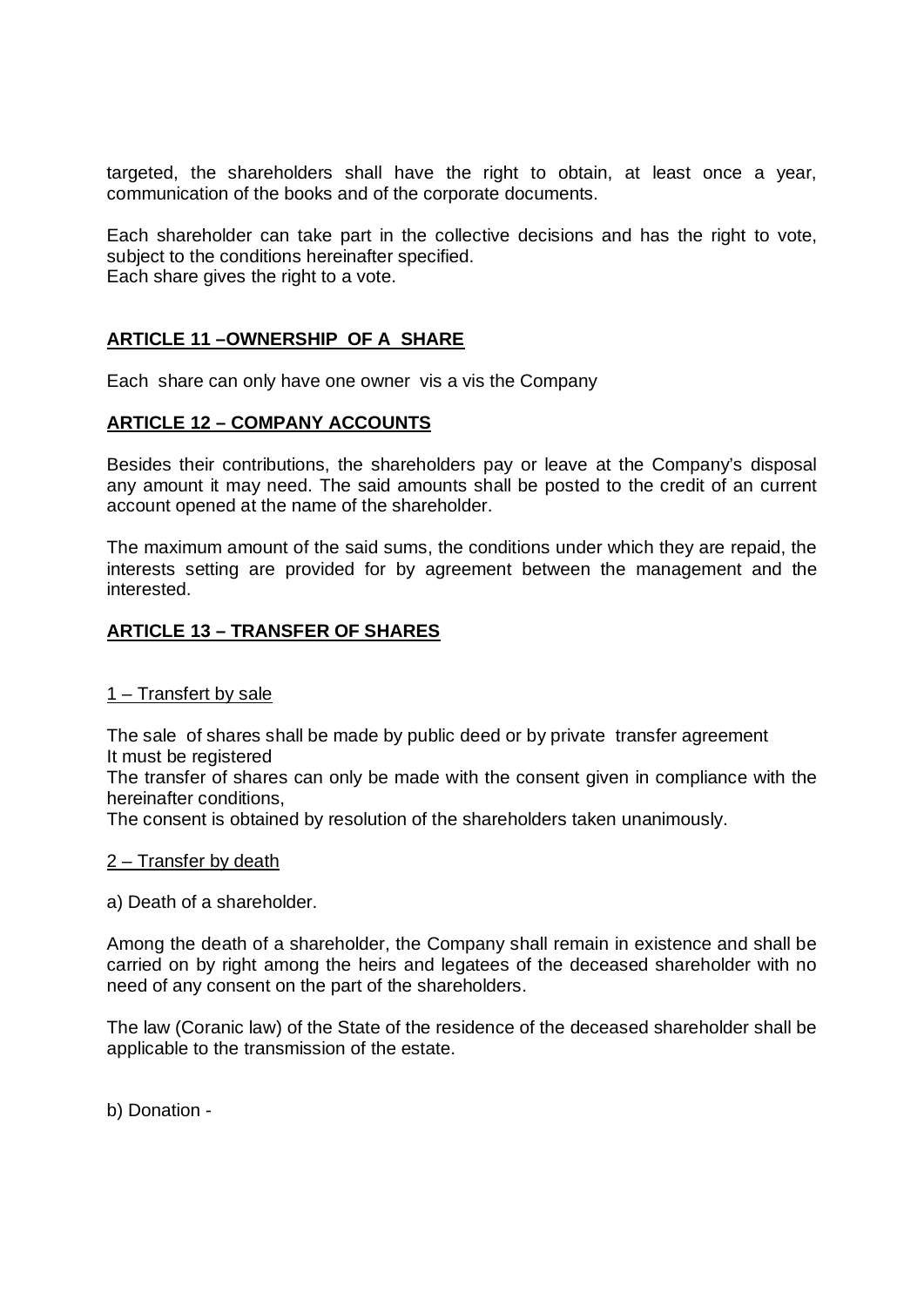targeted, the shareholders shall have the right to obtain, at least once a year, communication of the books and of the corporate documents.

Each shareholder can take part in the collective decisions and has the right to vote, subject to the conditions hereinafter specified.
Each share gives the right to a vote.

## ARTICLE 11 –OWNERSHIP OF A SHARE

Each share can only have one owner vis a vis the Company

## ARTICLE 12 – COMPANY ACCOUNTS

Besides their contributions, the shareholders pay or leave at the Company's disposal any amount it may need. The said amounts shall be posted to the credit of an current account opened at the name of the shareholder.

The maximum amount of the said sums, the conditions under which they are repaid, the interests setting are provided for by agreement between the management and the interested.

## ARTICLE 13 – TRANSFER OF SHARES

### 1 – Transfert by sale

The sale of shares shall be made by public deed or by private transfer agreement
It must be registered
The transfer of shares can only be made with the consent given in compliance with the hereinafter conditions,
The consent is obtained by resolution of the shareholders taken unanimously.

### 2 – Transfer by death

a) Death of a shareholder.

Among the death of a shareholder, the Company shall remain in existence and shall be carried on by right among the heirs and legatees of the deceased shareholder with no need of any consent on the part of the shareholders.

The law (Coranic law) of the State of the residence of the deceased shareholder shall be applicable to the transmission of the estate.

b) Donation -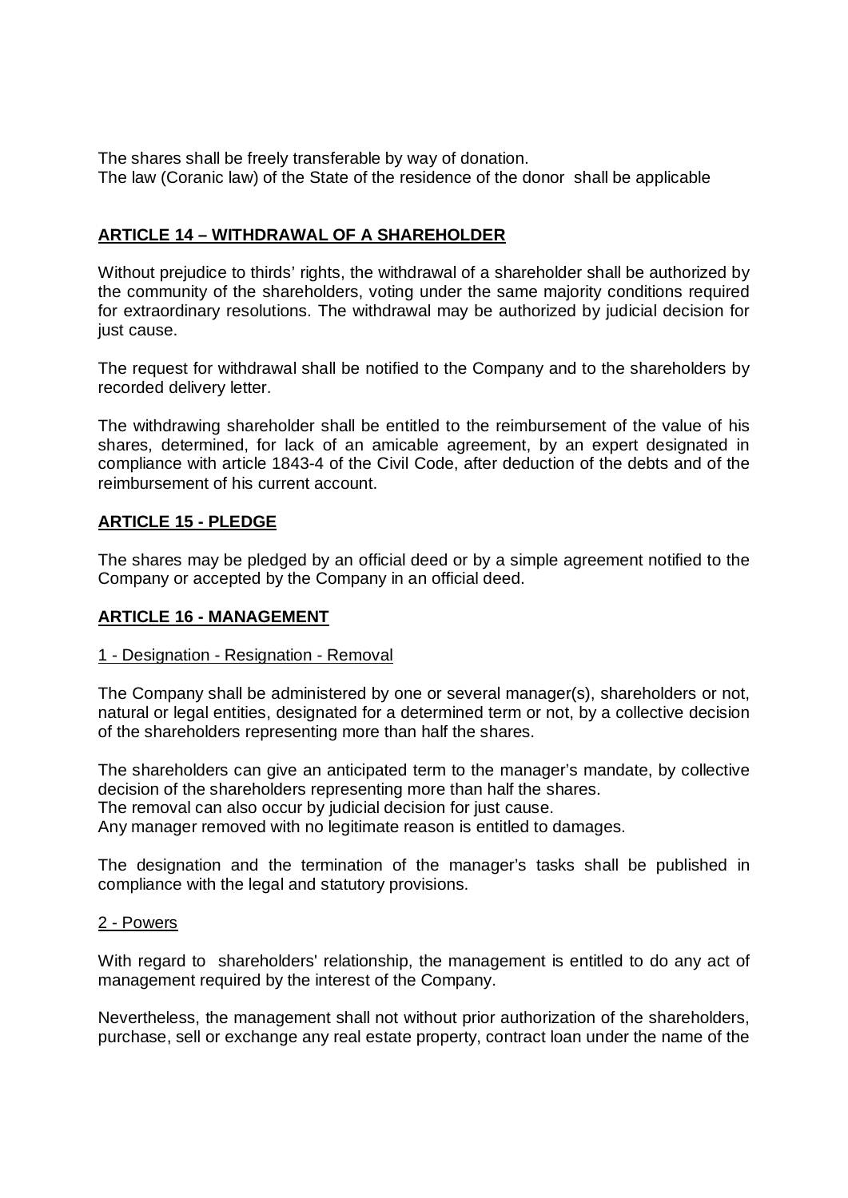The shares shall be freely transferable by way of donation.
The law (Coranic law) of the State of the residence of the donor shall be applicable

## ARTICLE 14 – WITHDRAWAL OF A SHAREHOLDER

Without prejudice to thirds' rights, the withdrawal of a shareholder shall be authorized by the community of the shareholders, voting under the same majority conditions required for extraordinary resolutions. The withdrawal may be authorized by judicial decision for just cause.

The request for withdrawal shall be notified to the Company and to the shareholders by recorded delivery letter.

The withdrawing shareholder shall be entitled to the reimbursement of the value of his shares, determined, for lack of an amicable agreement, by an expert designated in compliance with article 1843-4 of the Civil Code, after deduction of the debts and of the reimbursement of his current account.

## ARTICLE 15 - PLEDGE

The shares may be pledged by an official deed or by a simple agreement notified to the Company or accepted by the Company in an official deed.

## ARTICLE 16 - MANAGEMENT

### 1 - Designation - Resignation - Removal

The Company shall be administered by one or several manager(s), shareholders or not, natural or legal entities, designated for a determined term or not, by a collective decision of the shareholders representing more than half the shares.

The shareholders can give an anticipated term to the manager's mandate, by collective decision of the shareholders representing more than half the shares.
The removal can also occur by judicial decision for just cause.
Any manager removed with no legitimate reason is entitled to damages.

The designation and the termination of the manager's tasks shall be published in compliance with the legal and statutory provisions.

### 2 - Powers

With regard to shareholders' relationship, the management is entitled to do any act of management required by the interest of the Company.

Nevertheless, the management shall not without prior authorization of the shareholders, purchase, sell or exchange any real estate property, contract loan under the name of the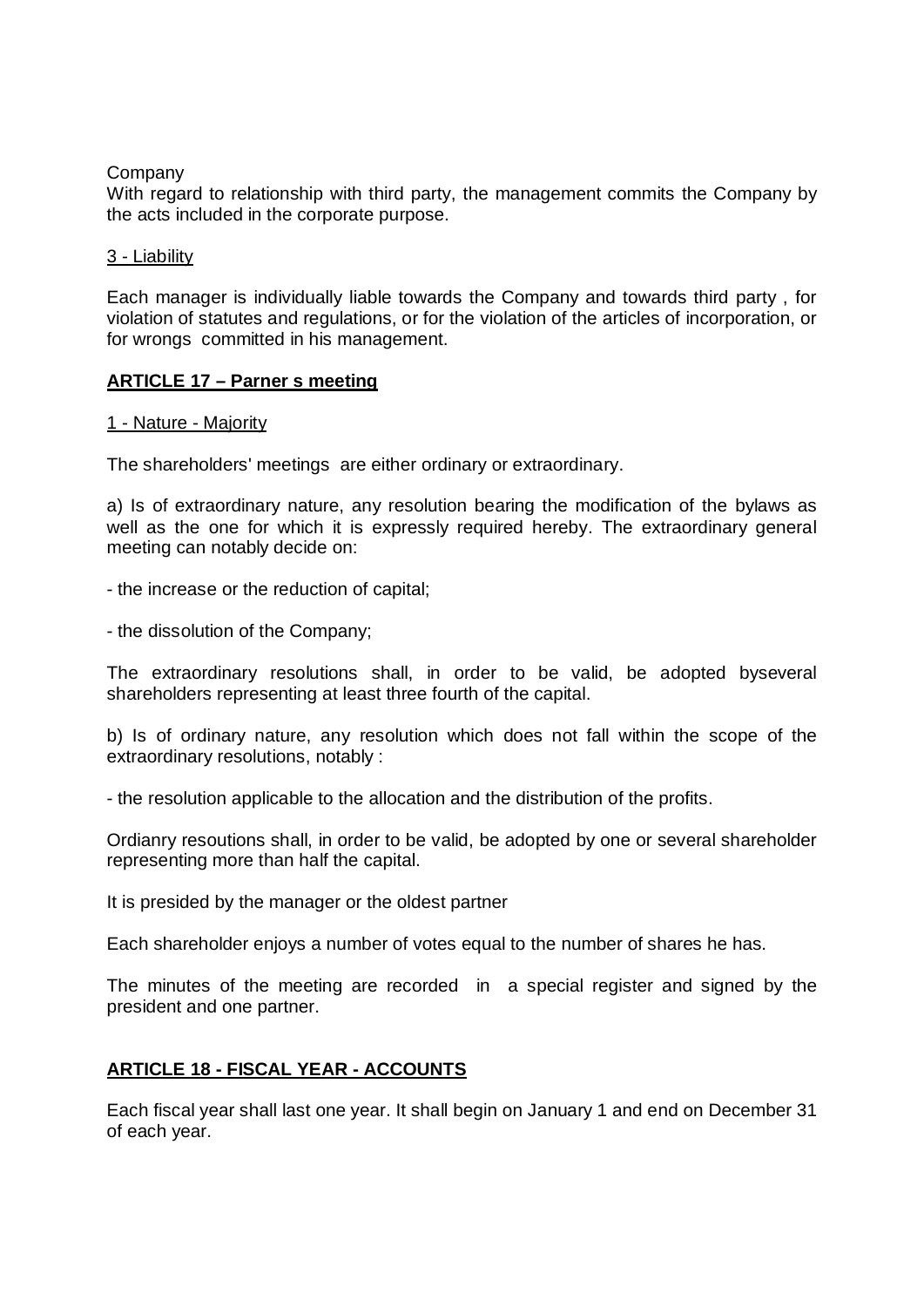Company

With regard to relationship with third party, the management commits the Company by the acts included in the corporate purpose.

<u>3 - Liability</u>

Each manager is individually liable towards the Company and towards third party , for violation of statutes and regulations, or for the violation of the articles of incorporation, or for wrongs committed in his management.

## **ARTICLE 17 – Parner s meeting**

<u>1 - Nature - Majority</u>

The shareholders' meetings are either ordinary or extraordinary.

a) Is of extraordinary nature, any resolution bearing the modification of the bylaws as well as the one for which it is expressly required hereby. The extraordinary general meeting can notably decide on:

- the increase or the reduction of capital;

- the dissolution of the Company;

The extraordinary resolutions shall, in order to be valid, be adopted byseveral shareholders representing at least three fourth of the capital.

b) Is of ordinary nature, any resolution which does not fall within the scope of the extraordinary resolutions, notably :

- the resolution applicable to the allocation and the distribution of the profits.

Ordianry resoutions shall, in order to be valid, be adopted by one or several shareholder representing more than half the capital.

It is presided by the manager or the oldest partner

Each shareholder enjoys a number of votes equal to the number of shares he has.

The minutes of the meeting are recorded in a special register and signed by the president and one partner.

## **ARTICLE 18 - FISCAL YEAR - ACCOUNTS**

Each fiscal year shall last one year. It shall begin on January 1 and end on December 31 of each year.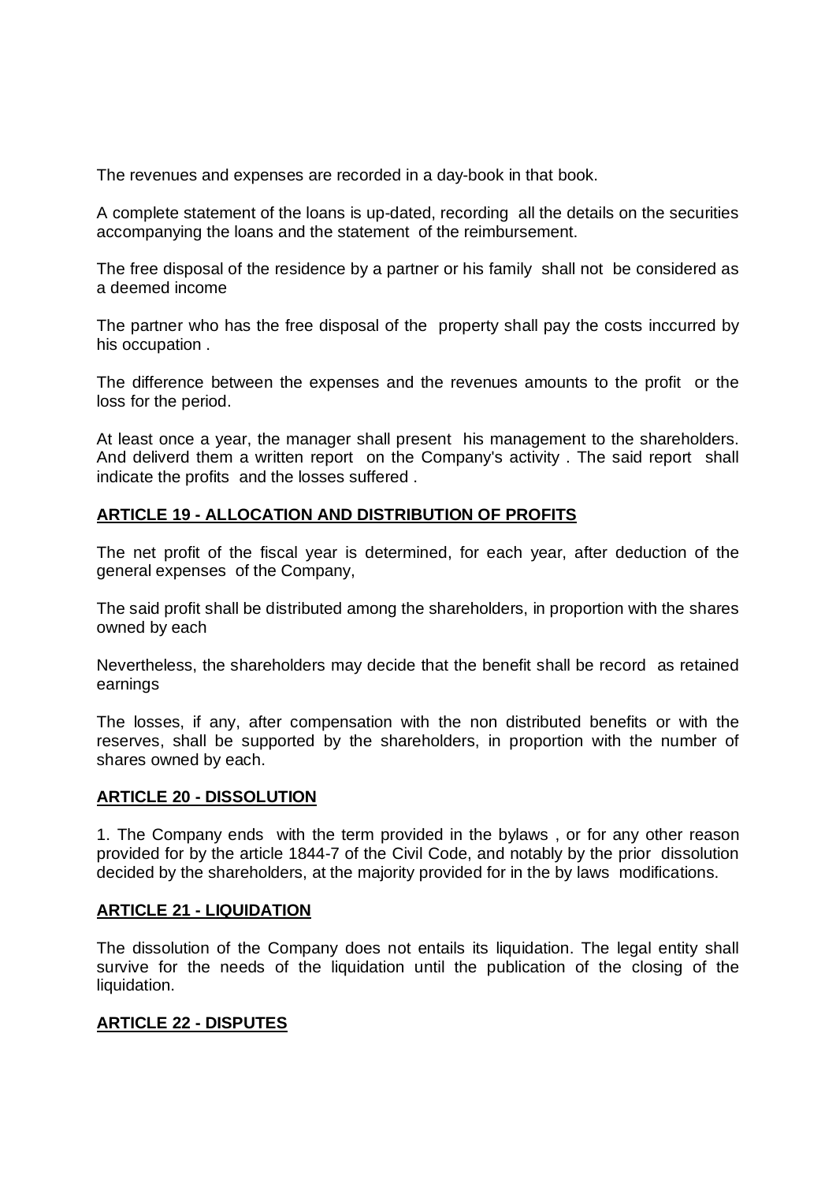The revenues and expenses are recorded in a day-book in that book.

A complete statement of the loans is up-dated, recording all the details on the securities accompanying the loans and the statement of the reimbursement.

The free disposal of the residence by a partner or his family shall not be considered as a deemed income

The partner who has the free disposal of the property shall pay the costs inccurred by his occupation .

The difference between the expenses and the revenues amounts to the profit or the loss for the period.

At least once a year, the manager shall present his management to the shareholders. And deliverd them a written report on the Company's activity . The said report shall indicate the profits and the losses suffered .

## ARTICLE 19 - ALLOCATION AND DISTRIBUTION OF PROFITS

The net profit of the fiscal year is determined, for each year, after deduction of the general expenses of the Company,

The said profit shall be distributed among the shareholders, in proportion with the shares owned by each

Nevertheless, the shareholders may decide that the benefit shall be record as retained earnings

The losses, if any, after compensation with the non distributed benefits or with the reserves, shall be supported by the shareholders, in proportion with the number of shares owned by each.

## ARTICLE 20 - DISSOLUTION

1. The Company ends with the term provided in the bylaws , or for any other reason provided for by the article 1844-7 of the Civil Code, and notably by the prior dissolution decided by the shareholders, at the majority provided for in the by laws modifications.

## ARTICLE 21 - LIQUIDATION

The dissolution of the Company does not entails its liquidation. The legal entity shall survive for the needs of the liquidation until the publication of the closing of the liquidation.

## ARTICLE 22 - DISPUTES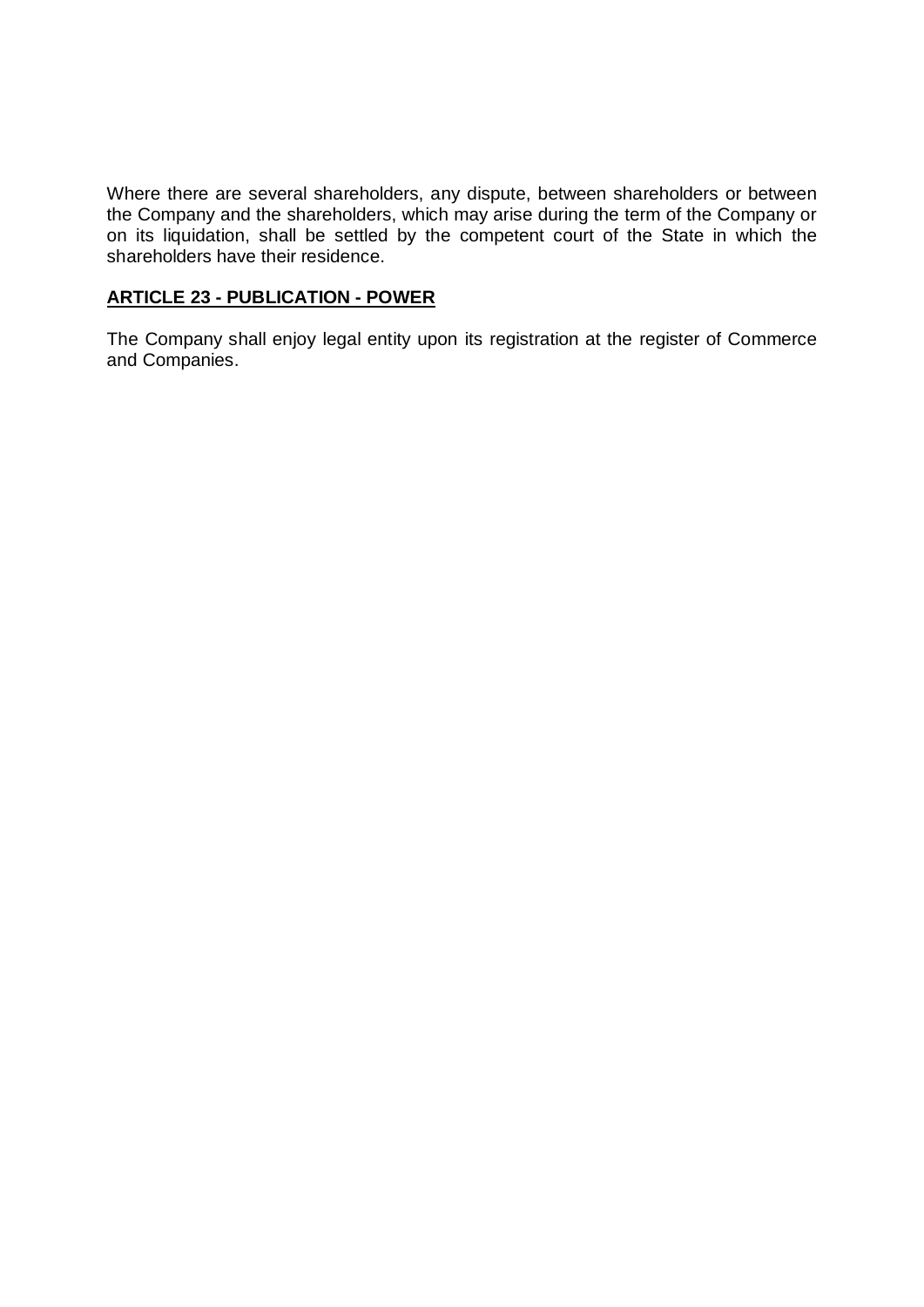Where there are several shareholders, any dispute, between shareholders or between the Company and the shareholders, which may arise during the term of the Company or on its liquidation, shall be settled by the competent court of the State in which the shareholders have their residence.

## **ARTICLE 23 - PUBLICATION - POWER**

The Company shall enjoy legal entity upon its registration at the register of Commerce and Companies.